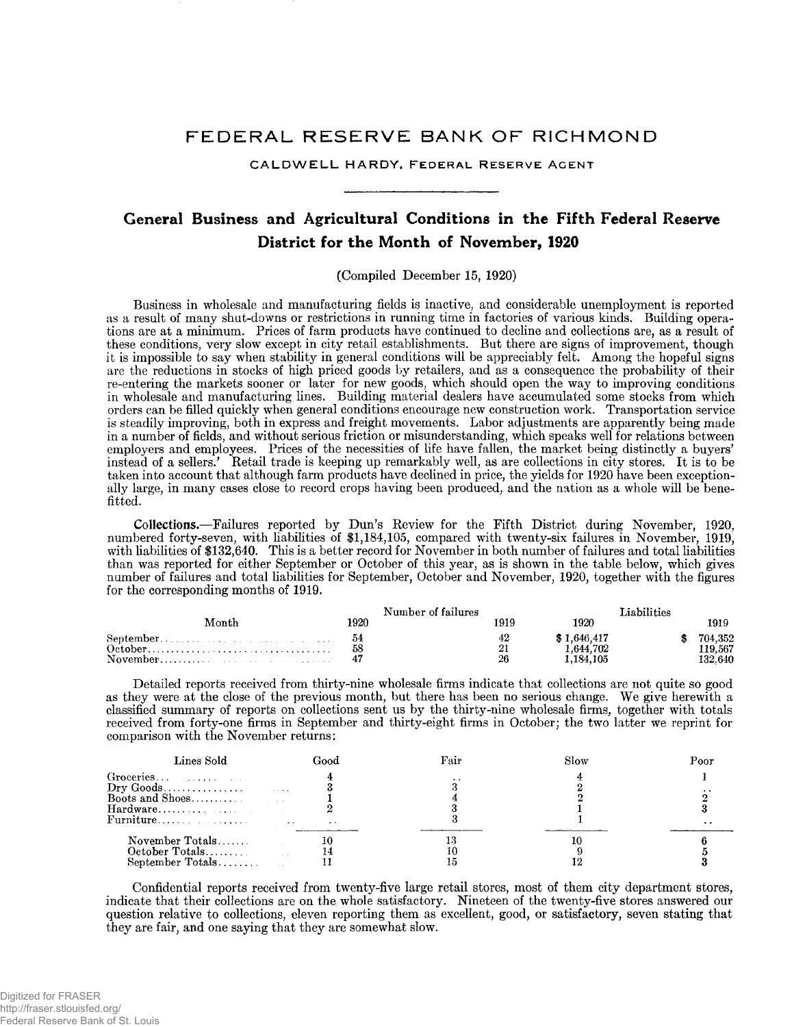# FEDERAL RESERVE BANK OF RICHMOND

CALDWELL HARDY, FEDERAL RESERVE AGENT

## General Business and Agricultural Conditions in the Fifth Federal Reserve District for the Month of November, 1920

(Compiled December 15, 1920)

Business in wholesale and manufacturing fields is inactive, and considerable unemployment is reported as a result of many shut-downs or restrictions in running time in factories of various kinds. Building operations are at a minimum. Prices of farm products have continued to decline and collections are, as a result of these conditions, very slow except in city retail establishments. But there are signs of improvement, though it is impossible to say when stability in general conditions will be appreciably felt. Among the hopeful signs are the reductions in stocks of high priced goods by retailers, and as a consequence the probability of their re-entering the markets sooner or later for new goods, which should open the way to improving conditions in wholesale and manufacturing lines. Building material dealers have accumulated some stocks from which orders can be filled quickly when general conditions encourage new construction work. Transportation service is steadily improving, both in express and freight movements. Labor adjustments are apparently being made in a number of fields, and without serious friction or misunderstanding, which speaks well for relations between employers and employees. Prices of the necessities of life have fallen, the market being distinctly a buyers' instead of a sellers.' Retail trade is keeping up remarkably well, as are collections in city stores. It is to be taken into account that although farm products have declined in price, the yields for 1920 have been exceptionally large, in many cases close to record crops having been produced, and the nation as a whole will be benefitted.

**Collections.**—Failures reported by Dun's Review for the Fifth District during November, 1920, numbered forty-seven, with liabilities of $1,184,105, compared with twenty-six failures in November, 1919, with liabilities of $132,640. This is a better record for November in both number of failures and total liabilities than was reported for either September or October of this year, as is shown in the table below, which gives number of failures and total liabilities for September, October and November, 1920, together with the figures for the corresponding months of 1919.

| Month | Number of failures | | Liabilities | |
|---|---|---|---|---|
| | 1920 | 1919 | 1920 | 1919 |
| September | 54 | 42 | $ 1,646,417 | $ 704,352 |
| October | 58 | 21 | 1,644,702 | 119,567 |
| November | 47 | 26 | 1,184,105 | 132,640 |

Detailed reports received from thirty-nine wholesale firms indicate that collections are not quite so good as they were at the close of the previous month, but there has been no serious change. We give herewith a classified summary of reports on collections sent us by the thirty-nine wholesale firms, together with totals received from forty-one firms in September and thirty-eight firms in October; the two latter we reprint for comparison with the November returns:

| Lines Sold | Good | Fair | Slow | Poor |
|---|---|---|---|---|
| Groceries | 4 | .. | 4 | 1 |
| Dry Goods | 3 | 3 | 2 | .. |
| Boots and Shoes | 1 | 4 | 2 | 2 |
| Hardware | 2 | 3 | 1 | 3 |
| Furniture | .. | 3 | 1 | .. |
| November Totals | 10 | 13 | 10 | 6 |
| October Totals | 14 | 10 | 9 | 5 |
| September Totals | 11 | 15 | 12 | 3 |

Confidential reports received from twenty-five large retail stores, most of them city department stores, indicate that their collections are on the whole satisfactory. Nineteen of the twenty-five stores answered our question relative to collections, eleven reporting them as excellent, good, or satisfactory, seven stating that they are fair, and one saying that they are somewhat slow.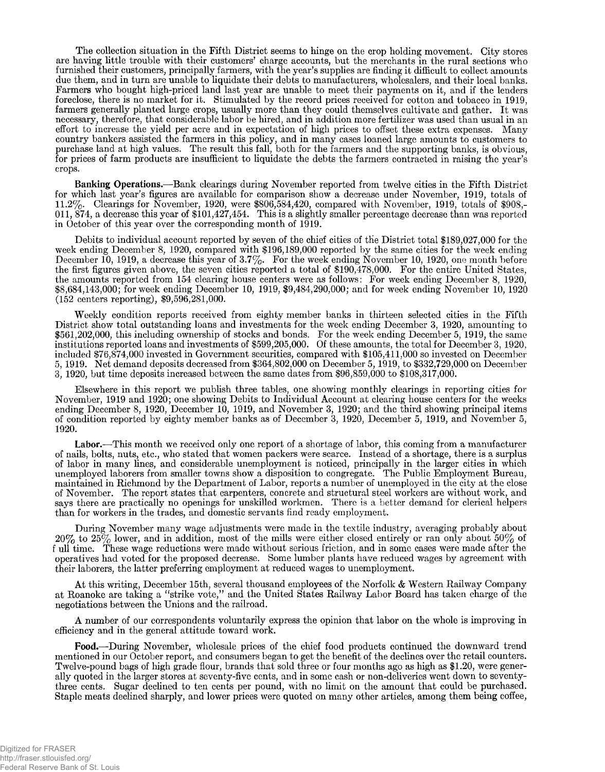The collection situation in the Fifth District seems to hinge on the crop holding movement. City stores are having little trouble with their customers' charge accounts, but the merchants in the rural sections who furnished their customers, principally farmers, with the year's supplies are finding it difficult to collect amounts due them, and in turn are unable to liquidate their debts to manufacturers, wholesalers, and their local banks. Farmers who bought high-priced land last year are unable to meet their payments on it, and if the lenders foreclose, there is no market for it. Stimulated by the record prices received for cotton and tobacco in 1919, farmers generally planted large crops, usually more than they could themselves cultivate and gather. It was necessary, therefore, that considerable labor be hired, and in addition more fertilizer was used than usual in an effort to increase the yield per acre and in expectation of high prices to offset these extra expenses. Many country bankers assisted the farmers in this policy, and in many cases loaned large amounts to customers to purchase land at high values. The result this fall, both for the farmers and the supporting banks, is obvious, for prices of farm products are insufficient to liquidate the debts the farmers contracted in raising the year's crops.

**Banking Operations.**—Bank clearings during November reported from twelve cities in the Fifth District for which last year's figures are available for comparison show a decrease under November, 1919, totals of 11.2%. Clearings for November, 1920, were $806,584,420, compared with November, 1919, totals of $908,011,874, a decrease this year of $101,427,454. This is a slightly smaller percentage decrease than was reported in October of this year over the corresponding month of 1919.

Debits to individual account reported by seven of the chief cities of the District total $189,027,000 for the week ending December 8, 1920, compared with $196,189,000 reported by the same cities for the week ending December 10, 1919, a decrease this year of 3.7%. For the week ending November 10, 1920, one month before the first figures given above, the seven cities reported a total of $190,478,000. For the entire United States, the amounts reported from 154 clearing house centers were as follows: For week ending December 8, 1920, $8,684,143,000; for week ending December 10, 1919, $9,484,290,000; and for week ending November 10, 1920 (152 centers reporting), $9,596,281,000.

Weekly condition reports received from eighty member banks in thirteen selected cities in the Fifth District show total outstanding loans and investments for the week ending December 3, 1920, amounting to $561,202,000, this including ownership of stocks and bonds. For the week ending December 5, 1919, the same institutions reported loans and investments of $599,205,000. Of these amounts, the total for December 3, 1920, included $76,874,000 invested in Government securities, compared with $105,411,000 so invested on December 5, 1919. Net demand deposits decreased from $364,802,000 on December 5, 1919, to $332,729,000 on December 3, 1920, but time deposits increased between the same dates from $96,859,000 to $108,317,000.

Elsewhere in this report we publish three tables, one showing monthly clearings in reporting cities for November, 1919 and 1920; one showing Debits to Individual Account at clearing house centers for the weeks ending December 8, 1920, December 10, 1919, and November 3, 1920; and the third showing principal items of condition reported by eighty member banks as of December 3, 1920, December 5, 1919, and November 5, 1920.

**Labor.**—This month we received only one report of a shortage of labor, this coming from a manufacturer of nails, bolts, nuts, etc., who stated that women packers were scarce. Instead of a shortage, there is a surplus of labor in many lines, and considerable unemployment is noticed, principally in the larger cities in which unemployed laborers from smaller towns show a disposition to congregate. The Public Employment Bureau, maintained in Richmond by the Department of Labor, reports a number of unemployed in the city at the close of November. The report states that carpenters, concrete and structural steel workers are without work, and says there are practically no openings for unskilled workmen. There is a better demand for clerical helpers than for workers in the trades, and domestic servants find ready employment.

During November many wage adjustments were made in the textile industry, averaging probably about 20% to 25% lower, and in addition, most of the mills were either closed entirely or ran only about 50% of full time. These wage reductions were made without serious friction, and in some cases were made after the operatives had voted for the proposed decrease. Some lumber plants have reduced wages by agreement with their laborers, the latter preferring employment at reduced wages to unemployment.

At this writing, December 15th, several thousand employees of the Norfolk & Western Railway Company at Roanoke are taking a "strike vote," and the United States Railway Labor Board has taken charge of the negotiations between the Unions and the railroad.

A number of our correspondents voluntarily express the opinion that labor on the whole is improving in efficiency and in the general attitude toward work.

**Food.**—During November, wholesale prices of the chief food products continued the downward trend mentioned in our October report, and consumers began to get the benefit of the declines over the retail counters. Twelve-pound bags of high grade flour, brands that sold three or four months ago as high as $1.20, were generally quoted in the larger stores at seventy-five cents, and in some cash or non-deliveries went down to seventy-three cents. Sugar declined to ten cents per pound, with no limit on the amount that could be purchased. Staple meats declined sharply, and lower prices were quoted on many other articles, among them being coffee,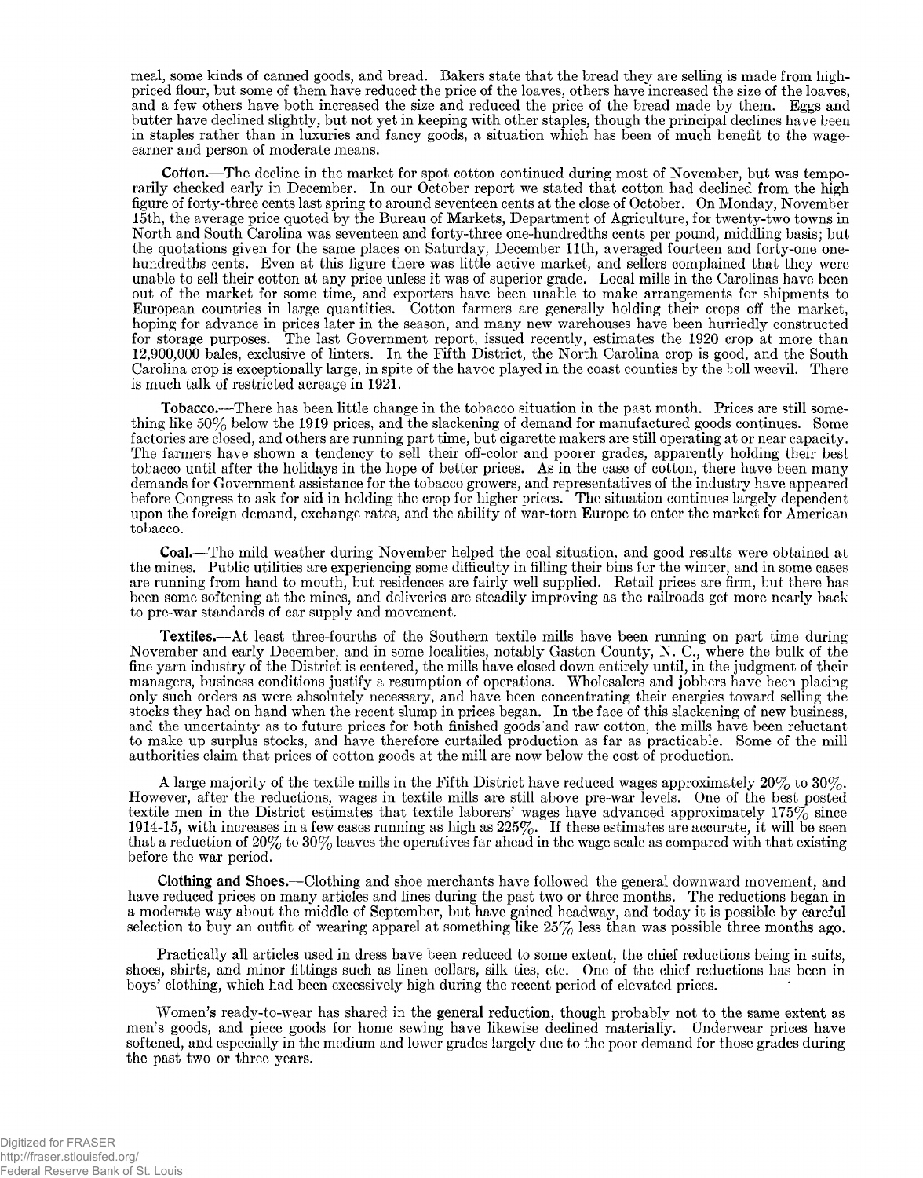meal, some kinds of canned goods, and bread. Bakers state that the bread they are selling is made from high-priced flour, but some of them have reduced the price of the loaves, others have increased the size of the loaves, and a few others have both increased the size and reduced the price of the bread made by them. Eggs and butter have declined slightly, but not yet in keeping with other staples, though the principal declines have been in staples rather than in luxuries and fancy goods, a situation which has been of much benefit to the wage-earner and person of moderate means.

**Cotton.**—The decline in the market for spot cotton continued during most of November, but was temporarily checked early in December. In our October report we stated that cotton had declined from the high figure of forty-three cents last spring to around seventeen cents at the close of October. On Monday, November 15th, the average price quoted by the Bureau of Markets, Department of Agriculture, for twenty-two towns in North and South Carolina was seventeen and forty-three one-hundredths cents per pound, middling basis; but the quotations given for the same places on Saturday, December 11th, averaged fourteen and forty-one one-hundredths cents. Even at this figure there was little active market, and sellers complained that they were unable to sell their cotton at any price unless it was of superior grade. Local mills in the Carolinas have been out of the market for some time, and exporters have been unable to make arrangements for shipments to European countries in large quantities. Cotton farmers are generally holding their crops off the market, hoping for advance in prices later in the season, and many new warehouses have been hurriedly constructed for storage purposes. The last Government report, issued recently, estimates the 1920 crop at more than 12,900,000 bales, exclusive of linters. In the Fifth District, the North Carolina crop is good, and the South Carolina crop is exceptionally large, in spite of the havoc played in the coast counties by the boll weevil. There is much talk of restricted acreage in 1921.

**Tobacco.**—There has been little change in the tobacco situation in the past month. Prices are still something like 50% below the 1919 prices, and the slackening of demand for manufactured goods continues. Some factories are closed, and others are running part time, but cigarette makers are still operating at or near capacity. The farmers have shown a tendency to sell their off-color and poorer grades, apparently holding their best tobacco until after the holidays in the hope of better prices. As in the case of cotton, there have been many demands for Government assistance for the tobacco growers, and representatives of the industry have appeared before Congress to ask for aid in holding the crop for higher prices. The situation continues largely dependent upon the foreign demand, exchange rates, and the ability of war-torn Europe to enter the market for American tobacco.

**Coal.**—The mild weather during November helped the coal situation, and good results were obtained at the mines. Public utilities are experiencing some difficulty in filling their bins for the winter, and in some cases are running from hand to mouth, but residences are fairly well supplied. Retail prices are firm, but there has been some softening at the mines, and deliveries are steadily improving as the railroads get more nearly back to pre-war standards of car supply and movement.

**Textiles.**—At least three-fourths of the Southern textile mills have been running on part time during November and early December, and in some localities, notably Gaston County, N. C., where the bulk of the fine yarn industry of the District is centered, the mills have closed down entirely until, in the judgment of their managers, business conditions justify a resumption of operations. Wholesalers and jobbers have been placing only such orders as were absolutely necessary, and have been concentrating their energies toward selling the stocks they had on hand when the recent slump in prices began. In the face of this slackening of new business, and the uncertainty as to future prices for both finished goods and raw cotton, the mills have been reluctant to make up surplus stocks, and have therefore curtailed production as far as practicable. Some of the mill authorities claim that prices of cotton goods at the mill are now below the cost of production.

A large majority of the textile mills in the Fifth District have reduced wages approximately 20% to 30%. However, after the reductions, wages in textile mills are still above pre-war levels. One of the best posted textile men in the District estimates that textile laborers' wages have advanced approximately 175% since 1914-15, with increases in a few cases running as high as 225%. If these estimates are accurate, it will be seen that a reduction of 20% to 30% leaves the operatives far ahead in the wage scale as compared with that existing before the war period.

**Clothing and Shoes.**—Clothing and shoe merchants have followed the general downward movement, and have reduced prices on many articles and lines during the past two or three months. The reductions began in a moderate way about the middle of September, but have gained headway, and today it is possible by careful selection to buy an outfit of wearing apparel at something like 25% less than was possible three months ago.

Practically all articles used in dress have been reduced to some extent, the chief reductions being in suits, shoes, shirts, and minor fittings such as linen collars, silk ties, etc. One of the chief reductions has been in boys' clothing, which had been excessively high during the recent period of elevated prices.

Women's ready-to-wear has shared in the general reduction, though probably not to the same extent as men's goods, and piece goods for home sewing have likewise declined materially. Underwear prices have softened, and especially in the medium and lower grades largely due to the poor demand for those grades during the past two or three years.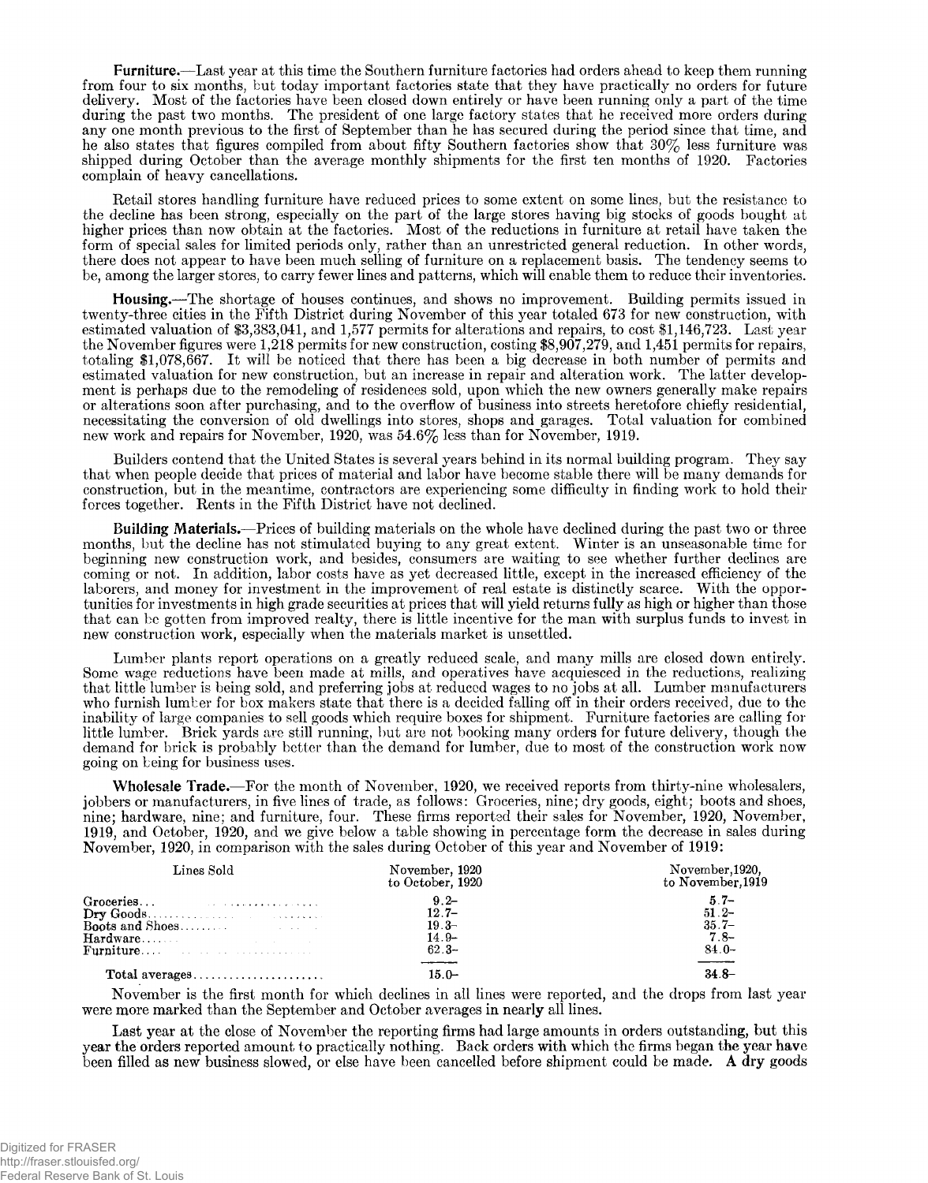**Furniture.**—Last year at this time the Southern furniture factories had orders ahead to keep them running from four to six months, but today important factories state that they have practically no orders for future delivery. Most of the factories have been closed down entirely or have been running only a part of the time during the past two months. The president of one large factory states that he received more orders during any one month previous to the first of September than he has secured during the period since that time, and he also states that figures compiled from about fifty Southern factories show that 30% less furniture was shipped during October than the average monthly shipments for the first ten months of 1920. Factories complain of heavy cancellations.

Retail stores handling furniture have reduced prices to some extent on some lines, but the resistance to the decline has been strong, especially on the part of the large stores having big stocks of goods bought at higher prices than now obtain at the factories. Most of the reductions in furniture at retail have taken the form of special sales for limited periods only, rather than an unrestricted general reduction. In other words, there does not appear to have been much selling of furniture on a replacement basis. The tendency seems to be, among the larger stores, to carry fewer lines and patterns, which will enable them to reduce their inventories.

**Housing.**—The shortage of houses continues, and shows no improvement. Building permits issued in twenty-three cities in the Fifth District during November of this year totaled 673 for new construction, with estimated valuation of $3,383,041, and 1,577 permits for alterations and repairs, to cost $1,146,723. Last year the November figures were 1,218 permits for new construction, costing $8,907,279, and 1,451 permits for repairs, totaling $1,078,667. It will be noticed that there has been a big decrease in both number of permits and estimated valuation for new construction, but an increase in repair and alteration work. The latter development is perhaps due to the remodeling of residences sold, upon which the new owners generally make repairs or alterations soon after purchasing, and to the overflow of business into streets heretofore chiefly residential, necessitating the conversion of old dwellings into stores, shops and garages. Total valuation for combined new work and repairs for November, 1920, was 54.6% less than for November, 1919.

Builders contend that the United States is several years behind in its normal building program. They say that when people decide that prices of material and labor have become stable there will be many demands for construction, but in the meantime, contractors are experiencing some difficulty in finding work to hold their forces together. Rents in the Fifth District have not declined.

**Building Materials.**—Prices of building materials on the whole have declined during the past two or three months, but the decline has not stimulated buying to any great extent. Winter is an unseasonable time for beginning new construction work, and besides, consumers are waiting to see whether further declines are coming or not. In addition, labor costs have as yet decreased little, except in the increased efficiency of the laborers, and money for investment in the improvement of real estate is distinctly scarce. With the opportunities for investments in high grade securities at prices that will yield returns fully as high or higher than those that can be gotten from improved realty, there is little incentive for the man with surplus funds to invest in new construction work, especially when the materials market is unsettled.

Lumber plants report operations on a greatly reduced scale, and many mills are closed down entirely. Some wage reductions have been made at mills, and operatives have acquiesced in the reductions, realizing that little lumber is being sold, and preferring jobs at reduced wages to no jobs at all. Lumber manufacturers who furnish lumber for box makers state that there is a decided falling off in their orders received, due to the inability of large companies to sell goods which require boxes for shipment. Furniture factories are calling for little lumber. Brick yards are still running, but are not booking many orders for future delivery, though the demand for brick is probably better than the demand for lumber, due to most of the construction work now going on being for business uses.

**Wholesale Trade.**—For the month of November, 1920, we received reports from thirty-nine wholesalers, jobbers or manufacturers, in five lines of trade, as follows: Groceries, nine; dry goods, eight; boots and shoes, nine; hardware, nine; and furniture, four. These firms reported their sales for November, 1920, November, 1919, and October, 1920, and we give below a table showing in percentage form the decrease in sales during November, 1920, in comparison with the sales during October of this year and November of 1919:

| Lines Sold | November, 1920 to October, 1920 | November, 1920, to November, 1919 |
|---|---|---|
| Groceries | 9.2– | 5.7– |
| Dry Goods | 12.7– | 51.2– |
| Boots and Shoes | 19.3– | 35.7– |
| Hardware | 14.9– | 7.8– |
| Furniture | 62.3– | 84.0– |
| Total averages | 15.0– | 34.8– |

November is the first month for which declines in all lines were reported, and the drops from last year were more marked than the September and October averages in nearly all lines.

Last year at the close of November the reporting firms had large amounts in orders outstanding, but this year the orders reported amount to practically nothing. Back orders with which the firms began the year have been filled as new business slowed, or else have been cancelled before shipment could be made. A dry goods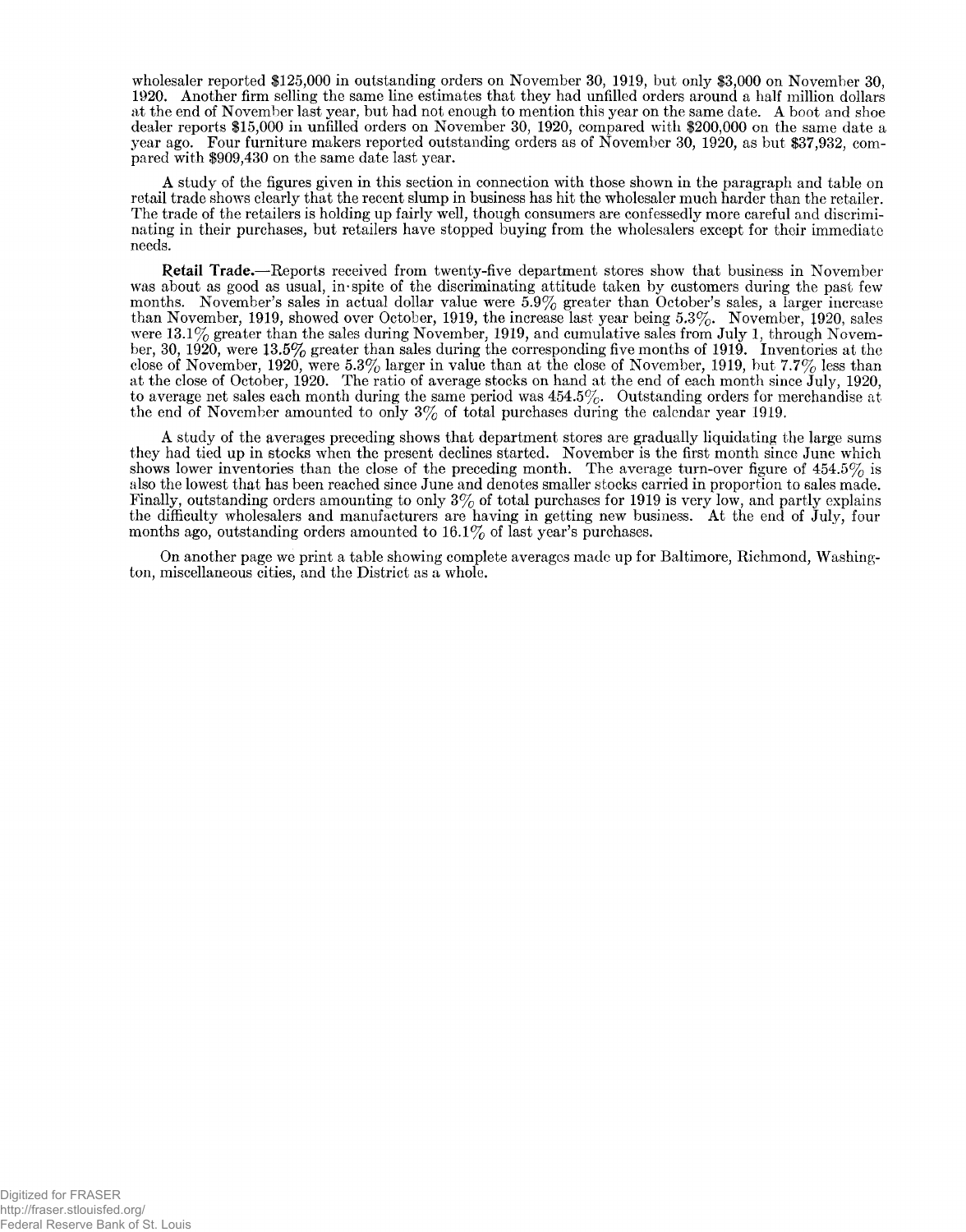wholesaler reported $125,000 in outstanding orders on November 30, 1919, but only $3,000 on November 30, 1920. Another firm selling the same line estimates that they had unfilled orders around a half million dollars at the end of November last year, but had not enough to mention this year on the same date. A boot and shoe dealer reports $15,000 in unfilled orders on November 30, 1920, compared with $200,000 on the same date a year ago. Four furniture makers reported outstanding orders as of November 30, 1920, as but $37,932, compared with $909,430 on the same date last year.

A study of the figures given in this section in connection with those shown in the paragraph and table on retail trade shows clearly that the recent slump in business has hit the wholesaler much harder than the retailer. The trade of the retailers is holding up fairly well, though consumers are confessedly more careful and discriminating in their purchases, but retailers have stopped buying from the wholesalers except for their immediate needs.

**Retail Trade.**—Reports received from twenty-five department stores show that business in November was about as good as usual, in spite of the discriminating attitude taken by customers during the past few months. November's sales in actual dollar value were 5.9% greater than October's sales, a larger increase than November, 1919, showed over October, 1919, the increase last year being 5.3%. November, 1920, sales were 13.1% greater than the sales during November, 1919, and cumulative sales from July 1, through November, 30, 1920, were 13.5% greater than sales during the corresponding five months of 1919. Inventories at the close of November, 1920, were 5.3% larger in value than at the close of November, 1919, but 7.7% less than at the close of October, 1920. The ratio of average stocks on hand at the end of each month since July, 1920, to average net sales each month during the same period was 454.5%. Outstanding orders for merchandise at the end of November amounted to only 3% of total purchases during the calendar year 1919.

A study of the averages preceding shows that department stores are gradually liquidating the large sums they had tied up in stocks when the present declines started. November is the first month since June which shows lower inventories than the close of the preceding month. The average turn-over figure of 454.5% is also the lowest that has been reached since June and denotes smaller stocks carried in proportion to sales made. Finally, outstanding orders amounting to only 3% of total purchases for 1919 is very low, and partly explains the difficulty wholesalers and manufacturers are having in getting new business. At the end of July, four months ago, outstanding orders amounted to 16.1% of last year's purchases.

On another page we print a table showing complete averages made up for Baltimore, Richmond, Washington, miscellaneous cities, and the District as a whole.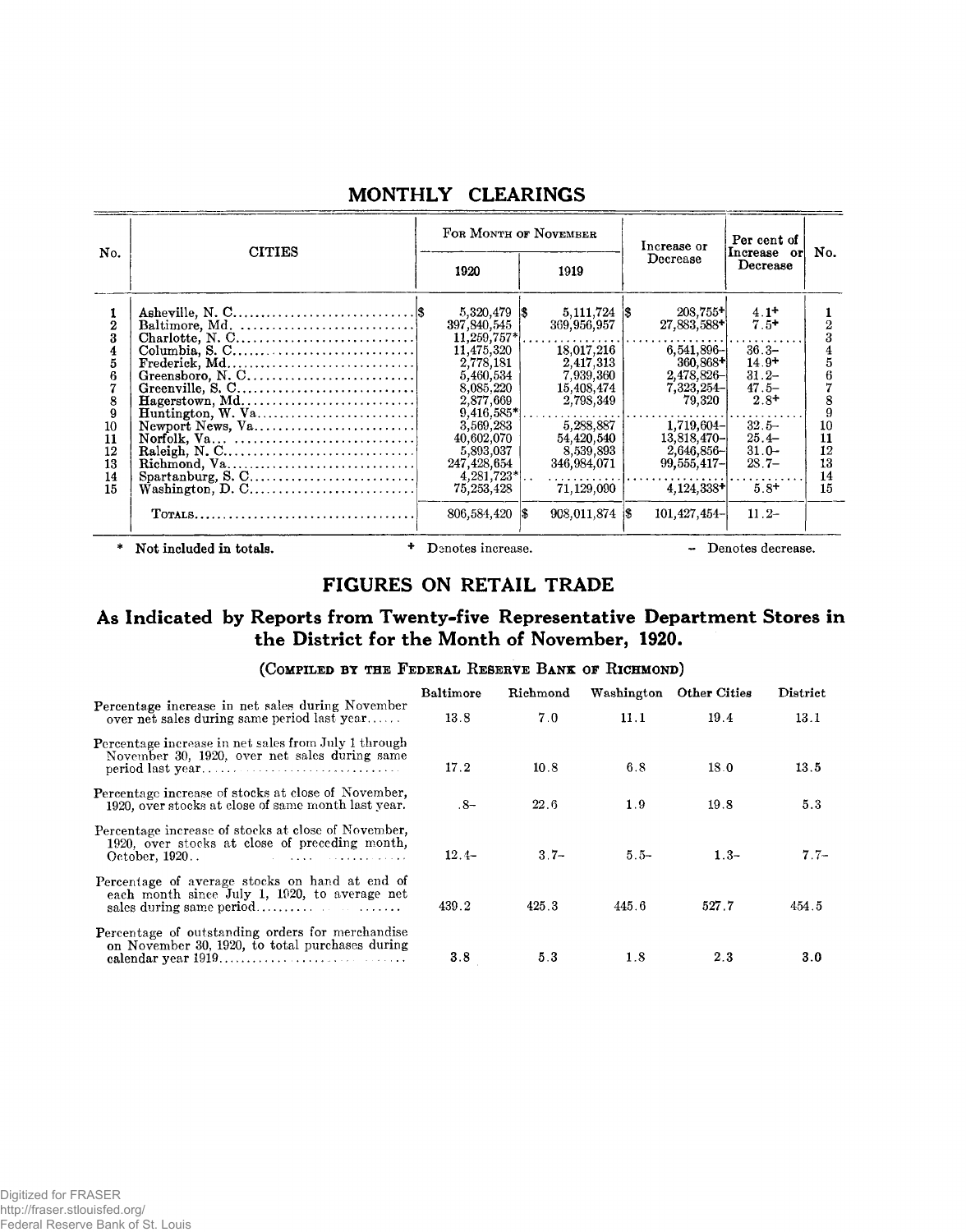## MONTHLY CLEARINGS

| No. | CITIES | For Month of November 1920 | For Month of November 1919 | Increase or Decrease | Per cent of Increase or Decrease | No. |
|---|---|---|---|---|---|---|
| 1 | Asheville, N. C. | $ 5,320,479 | $ 5,111,724 | $ 208,755+ | 4.1+ | 1 |
| 2 | Baltimore, Md. | 397,840,545 | 369,956,957 | 27,883,588+ | 7.5+ | 2 |
| 3 | Charlotte, N. C. | 11,259,757* | | | | 3 |
| 4 | Columbia, S. C. | 11,475,320 | 18,017,216 | 6,541,896– | 36.3– | 4 |
| 5 | Frederick, Md. | 2,778,181 | 2,417,313 | 360,868+ | 14.9+ | 5 |
| 6 | Greensboro, N. C. | 5,460,534 | 7,939,360 | 2,478,826– | 31.2– | 6 |
| 7 | Greenville, S. C. | 8,085,220 | 15,408,474 | 7,323,254– | 47.5– | 7 |
| 8 | Hagerstown, Md. | 2,877,669 | 2,798,349 | 79,320 | 2.8+ | 8 |
| 9 | Huntington, W. Va. | 9,416,585* | | | | 9 |
| 10 | Newport News, Va. | 3,569,283 | 5,288,887 | 1,719,604– | 32.5– | 10 |
| 11 | Norfolk, Va. | 40,602,070 | 54,420,540 | 13,818,470– | 25.4– | 11 |
| 12 | Raleigh, N. C. | 5,893,037 | 8,539,893 | 2,646,856– | 31.0– | 12 |
| 13 | Richmond, Va. | 247,428,654 | 346,984,071 | 99,555,417– | 28.7– | 13 |
| 14 | Spartanburg, S. C. | 4,281,723* | | | | 14 |
| 15 | Washington, D. C. | 75,253,428 | 71,129,090 | 4,124,338+ | 5.8+ | 15 |
| | Totals | 806,584,420 | $ 908,011,874 | $ 101,427,454– | 11.2– | |

\* Not included in totals. + Denotes increase. – Denotes decrease.

## FIGURES ON RETAIL TRADE

### As Indicated by Reports from Twenty-five Representative Department Stores in the District for the Month of November, 1920.

(Compiled by the Federal Reserve Bank of Richmond)

| | Baltimore | Richmond | Washington | Other Cities | District |
|---|---|---|---|---|---|
| Percentage increase in net sales during November over net sales during same period last year | 13.8 | 7.0 | 11.1 | 19.4 | 13.1 |
| Percentage increase in net sales from July 1 through November 30, 1920, over net sales during same period last year | 17.2 | 10.8 | 6.8 | 18.0 | 13.5 |
| Percentage increase of stocks at close of November, 1920, over stocks at close of same month last year. | .8– | 22.6 | 1.9 | 19.8 | 5.3 |
| Percentage increase of stocks at close of November, 1920, over stocks at close of preceding month, October, 1920 | 12.4– | 3.7– | 5.5– | 1.3– | 7.7– |
| Percentage of average stocks on hand at end of each month since July 1, 1920, to average net sales during same period | 439.2 | 425.3 | 445.6 | 527.7 | 454.5 |
| Percentage of outstanding orders for merchandise on November 30, 1920, to total purchases during calendar year 1919 | 3.8 | 5.3 | 1.8 | 2.3 | 3.0 |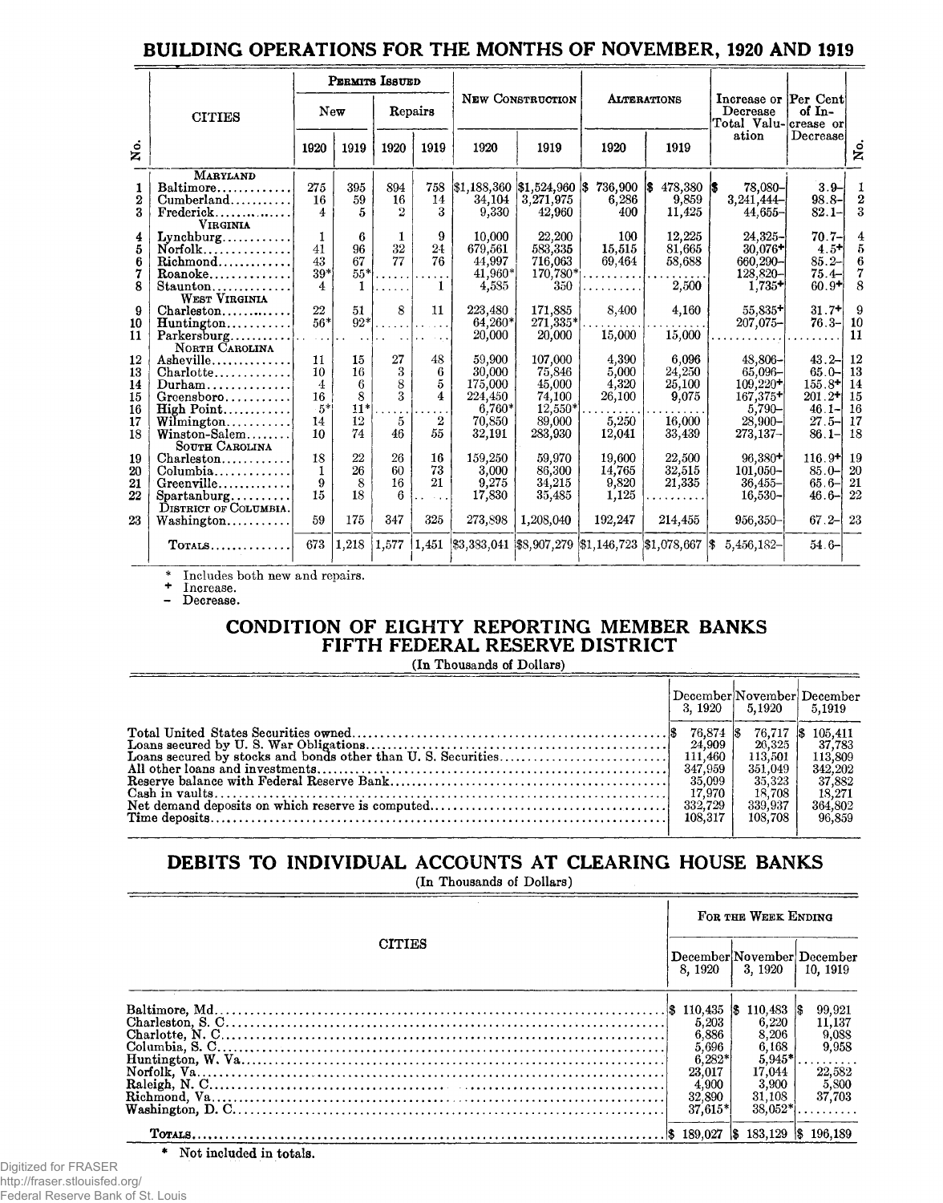# BUILDING OPERATIONS FOR THE MONTHS OF NOVEMBER, 1920 AND 1919

| No. | CITIES | Permits Issued | | | | New Construction | | Alterations | | Increase or Decrease Total Valuation | Per Cent of Increase or Decrease | No. |
|---|---|---|---|---|---|---|---|---|---|---|---|---|
| | | New | | Repairs | | | | | | | | |
| | | 1920 | 1919 | 1920 | 1919 | 1920 | 1919 | 1920 | 1919 | | | |
| | MARYLAND | | | | | | | | | | | |
| 1 | Baltimore | 275 | 395 | 894 | 758 | $1,188,360 | $1,524,960 | $ 736,900 | $ 478,380 | $ 78,080- | 3.9- | 1 |
| 2 | Cumberland | 16 | 59 | 16 | 14 | 34,104 | 3,271,975 | 6,286 | 9,859 | 3,241,444- | 98.8- | 2 |
| 3 | Frederick | 4 | 5 | 2 | 3 | 9,330 | 42,960 | 400 | 11,425 | 44,655- | 82.1- | 3 |
| | VIRGINIA | | | | | | | | | | | |
| 4 | Lynchburg | 1 | 6 | 1 | 9 | 10,000 | 22,200 | 100 | 12,225 | 24,325- | 70.7- | 4 |
| 5 | Norfolk | 41 | 96 | 32 | 24 | 679,561 | 583,335 | 15,515 | 81,665 | 30,076+ | 4.5+ | 5 |
| 6 | Richmond | 43 | 67 | 77 | 76 | 44,997 | 716,063 | 69,464 | 58,688 | 660,290- | 85.2- | 6 |
| 7 | Roanoke | 39* | 55* | | | 41,960* | 170,780* | | | 128,820- | 75.4- | 7 |
| 8 | Staunton | 4 | 1 | | 1 | 4,585 | 350 | | 2,500 | 1,735+ | 60.9+ | 8 |
| | WEST VIRGINIA | | | | | | | | | | | |
| 9 | Charleston | 22 | 51 | 8 | 11 | 223,480 | 171,885 | 8,400 | 4,160 | 55,835+ | 31.7+ | 9 |
| 10 | Huntington | 56* | 92* | | | 64,260* | 271,335* | | | 207,075- | 76.3- | 10 |
| 11 | Parkersburg | | | | | 20,000 | 20,000 | 15,000 | 15,000 | | | 11 |
| | NORTH CAROLINA | | | | | | | | | | | |
| 12 | Asheville | 11 | 15 | 27 | 48 | 59,900 | 107,000 | 4,390 | 6,096 | 48,806- | 43.2- | 12 |
| 13 | Charlotte | 10 | 16 | 3 | 6 | 30,000 | 75,846 | 5,000 | 24,250 | 65,096- | 65.0- | 13 |
| 14 | Durham | 4 | 6 | 8 | 5 | 175,000 | 45,000 | 4,320 | 25,100 | 109,220+ | 155.8+ | 14 |
| 15 | Greensboro | 16 | 8 | 3 | 4 | 224,450 | 74,100 | 26,100 | 9,075 | 167,375+ | 201.2+ | 15 |
| 16 | High Point | 5* | 11* | | | 6,760* | 12,550* | | | 5,790- | 46.1- | 16 |
| 17 | Wilmington | 14 | 12 | 5 | 2 | 70,850 | 89,000 | 5,250 | 16,000 | 28,900- | 27.5- | 17 |
| 18 | Winston-Salem | 10 | 74 | 46 | 55 | 32,191 | 283,930 | 12,041 | 33,439 | 273,137- | 86.1- | 18 |
| | SOUTH CAROLINA | | | | | | | | | | | |
| 19 | Charleston | 18 | 22 | 26 | 16 | 159,250 | 59,970 | 19,600 | 22,500 | 96,380+ | 116.9+ | 19 |
| 20 | Columbia | 1 | 26 | 60 | 73 | 3,000 | 86,300 | 14,765 | 32,515 | 101,050- | 85.0- | 20 |
| 21 | Greenville | 9 | 8 | 16 | 21 | 9,275 | 34,215 | 9,820 | 21,335 | 36,455- | 65.6- | 21 |
| 22 | Spartanburg | 15 | 18 | 6 | | 17,830 | 35,485 | 1,125 | | 16,530- | 46.6- | 22 |
| | DISTRICT OF COLUMBIA | | | | | | | | | | | |
| 23 | Washington | 59 | 175 | 347 | 325 | 273,898 | 1,208,040 | 192,247 | 214,455 | 956,350- | 67.2- | 23 |
| | TOTALS | 673 | 1,218 | 1,577 | 1,451 | $3,383,041 | $8,907,279 | $1,146,723 | $1,078,667 | $ 5,456,182- | 54.6- | |

\* Includes both new and repairs.
+ Increase.
\- Decrease.

# CONDITION OF EIGHTY REPORTING MEMBER BANKS FIFTH FEDERAL RESERVE DISTRICT

(In Thousands of Dollars)

| | December 3, 1920 | November 5, 1920 | December 5, 1919 |
|---|---|---|---|
| Total United States Securities owned | $ 76,874 | $ 76,717 | $ 105,411 |
| Loans secured by U. S. War Obligations | 24,909 | 26,325 | 37,783 |
| Loans secured by stocks and bonds other than U. S. Securities | 111,460 | 113,501 | 113,809 |
| All other loans and investments | 347,959 | 351,049 | 342,202 |
| Reserve balance with Federal Reserve Bank | 35,099 | 35,323 | 37,882 |
| Cash in vaults | 17,970 | 18,708 | 18,271 |
| Net demand deposits on which reserve is computed | 332,729 | 339,937 | 364,802 |
| Time deposits | 108,317 | 108,708 | 96,859 |

# DEBITS TO INDIVIDUAL ACCOUNTS AT CLEARING HOUSE BANKS

(In Thousands of Dollars)

| CITIES | For the Week Ending | | |
|---|---|---|---|
| | December 8, 1920 | November 3, 1920 | December 10, 1919 |
| Baltimore, Md. | $ 110,435 | $ 110,483 | $ 99,921 |
| Charleston, S. C. | 5,203 | 6,220 | 11,137 |
| Charlotte, N. C. | 6,886 | 8,206 | 9,088 |
| Columbia, S. C. | 5,696 | 6,168 | 9,958 |
| Huntington, W. Va. | 6,282* | 5,945* | |
| Norfolk, Va. | 23,017 | 17,044 | 22,582 |
| Raleigh, N. C. | 4,900 | 3,900 | 5,800 |
| Richmond, Va. | 32,890 | 31,108 | 37,703 |
| Washington, D. C. | 37,615* | 38,052* | |
| TOTALS | $ 189,027 | $ 183,129 | $ 196,189 |

\* Not included in totals.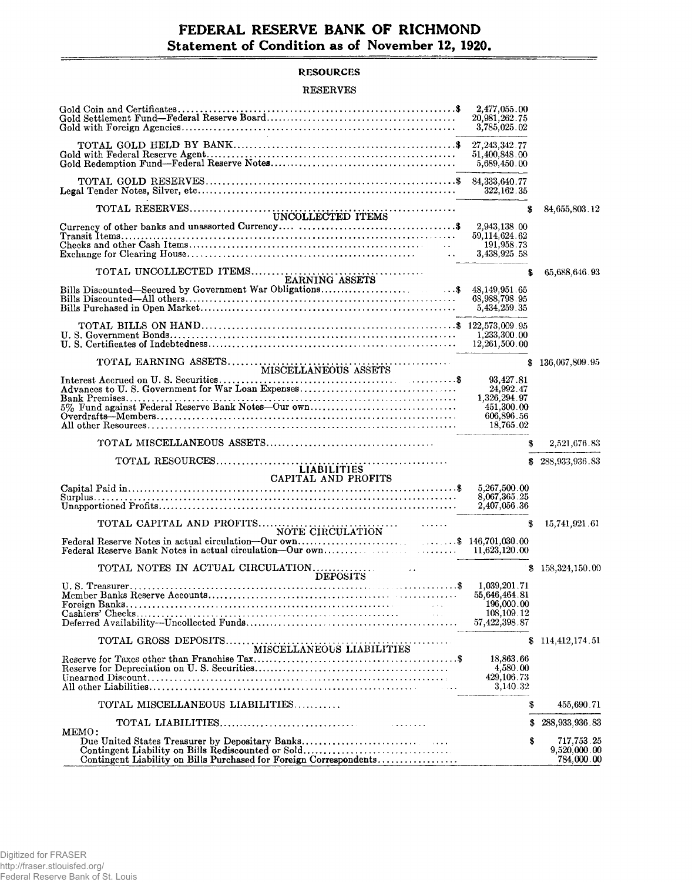# FEDERAL RESERVE BANK OF RICHMOND

## Statement of Condition as of November 12, 1920.

### RESOURCES

#### RESERVES

| | | |
|---|---|---|
| Gold Coin and Certificates | $ 2,477,055.00 | |
| Gold Settlement Fund—Federal Reserve Board | 20,981,262.75 | |
| Gold with Foreign Agencies | 3,785,025.02 | |
| TOTAL GOLD HELD BY BANK | $ 27,243,342.77 | |
| Gold with Federal Reserve Agent | 51,400,848.00 | |
| Gold Redemption Fund—Federal Reserve Notes | 5,689,450.00 | |
| TOTAL GOLD RESERVES | $ 84,333,640.77 | |
| Legal Tender Notes, Silver, etc | 322,162.35 | |
| TOTAL RESERVES | | $ 84,655,803.12 |
| **UNCOLLECTED ITEMS** | | |
| Currency of other banks and unassorted Currency | $ 2,943,138.00 | |
| Transit Items | 59,114,624.62 | |
| Checks and other Cash Items | 191,958.73 | |
| Exchange for Clearing House | 3,438,925.58 | |
| TOTAL UNCOLLECTED ITEMS | | $ 65,688,646.93 |
| **EARNING ASSETS** | | |
| Bills Discounted—Secured by Government War Obligations | $ 48,149,951.65 | |
| Bills Discounted—All others | 68,988,798.95 | |
| Bills Purchased in Open Market | 5,434,259.35 | |
| TOTAL BILLS ON HAND | $ 122,573,009.95 | |
| U. S. Government Bonds | 1,233,300.00 | |
| U. S. Certificates of Indebtedness | 12,261,500.00 | |
| TOTAL EARNING ASSETS | | $ 136,067,809.95 |
| **MISCELLANEOUS ASSETS** | | |
| Interest Accrued on U. S. Securities | $ 93,427.81 | |
| Advances to U. S. Government for War Loan Expenses | 24,992.47 | |
| Bank Premises | 1,326,294.97 | |
| 5% Fund against Federal Reserve Bank Notes—Our own | 451,300.00 | |
| Overdrafts—Members | 606,896.56 | |
| All other Resources | 18,765.02 | |
| TOTAL MISCELLANEOUS ASSETS | | $ 2,521,676.83 |
| TOTAL RESOURCES | | $ 288,933,936.83 |

### LIABILITIES

#### CAPITAL AND PROFITS

| | | |
|---|---|---|
| Capital Paid in | $ 5,267,500.00 | |
| Surplus | 8,067,365.25 | |
| Unapportioned Profits | 2,407,056.36 | |
| TOTAL CAPITAL AND PROFITS | | $ 15,741,921.61 |
| **NOTE CIRCULATION** | | |
| Federal Reserve Notes in actual circulation—Our own | $ 146,701,030.00 | |
| Federal Reserve Bank Notes in actual circulation—Our own | 11,623,120.00 | |
| TOTAL NOTES IN ACTUAL CIRCULATION | | $ 158,324,150.00 |
| **DEPOSITS** | | |
| U. S. Treasurer | $ 1,039,201.71 | |
| Member Banks Reserve Accounts | 55,646,464.81 | |
| Foreign Banks | 196,000.00 | |
| Cashiers' Checks | 108,109.12 | |
| Deferred Availability—Uncollected Funds | 57,422,398.87 | |
| TOTAL GROSS DEPOSITS | | $ 114,412,174.51 |
| **MISCELLANEOUS LIABILITIES** | | |
| Reserve for Taxes other than Franchise Tax | $ 18,863.66 | |
| Reserve for Depreciation on U. S. Securities | 4,580.00 | |
| Unearned Discount | 429,106.73 | |
| All other Liabilities | 3,140.32 | |
| TOTAL MISCELLANEOUS LIABILITIES | | $ 455,690.71 |
| TOTAL LIABILITIES | | $ 288,933,936.83 |

MEMO:

| | |
|---|---|
| Due United States Treasurer by Depositary Banks | $ 717,753.25 |
| Contingent Liability on Bills Rediscounted or Sold | 9,520,000.00 |
| Contingent Liability on Bills Purchased for Foreign Correspondents | 784,000.00 |